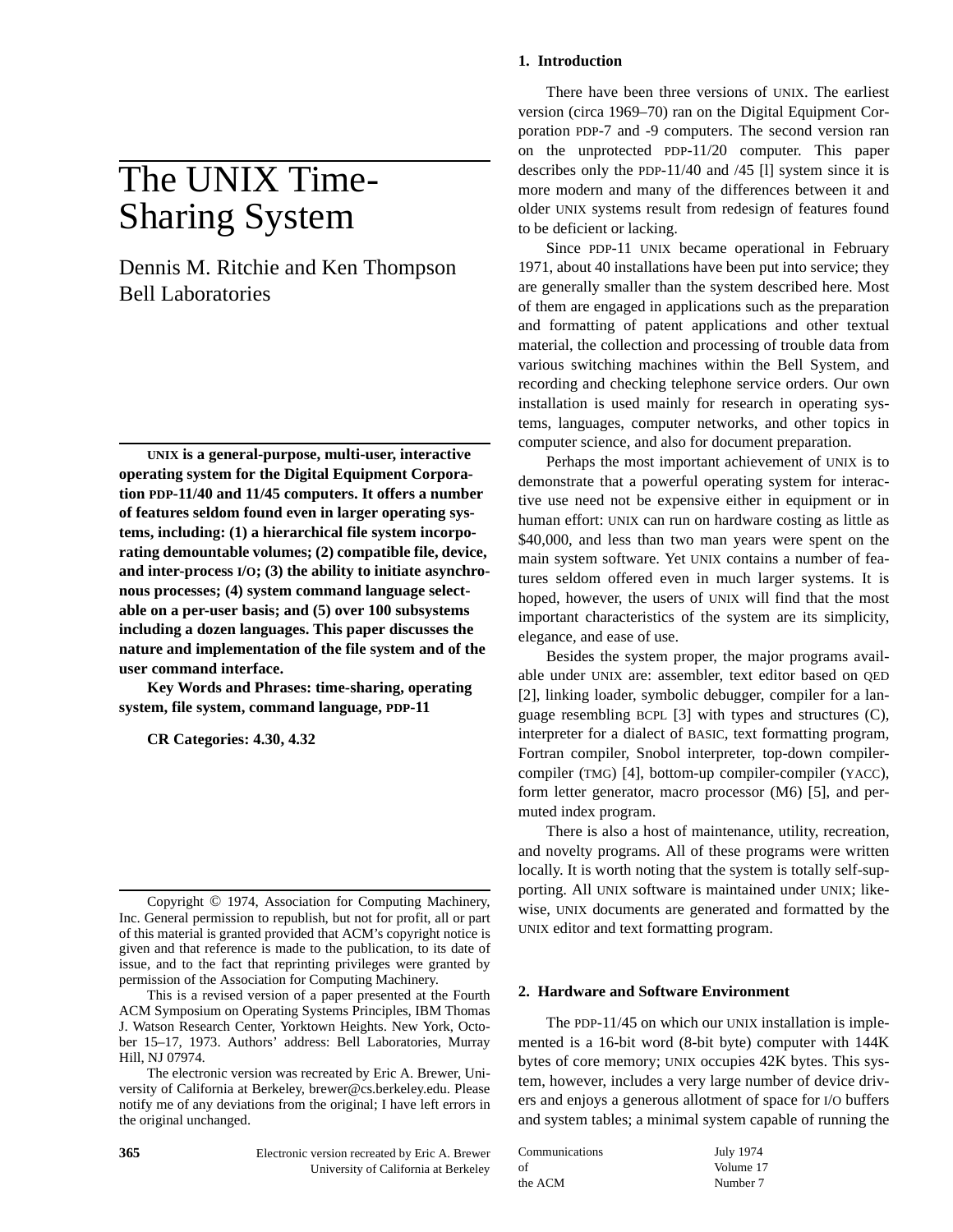# The UNIX Time-Sharing System

Dennis M. Ritchie and Ken Thompson
Bell Laboratories

**UNIX is a general-purpose, multi-user, interactive operating system for the Digital Equipment Corporation PDP-11/40 and 11/45 computers. It offers a number of features seldom found even in larger operating systems, including: (1) a hierarchical file system incorporating demountable volumes; (2) compatible file, device, and inter-process I/O; (3) the ability to initiate asynchronous processes; (4) system command language selectable on a per-user basis; and (5) over 100 subsystems including a dozen languages. This paper discusses the nature and implementation of the file system and of the user command interface.**

**Key Words and Phrases: time-sharing, operating system, file system, command language, PDP-11**

**CR Categories: 4.30, 4.32**

Copyright © 1974, Association for Computing Machinery, Inc. General permission to republish, but not for profit, all or part of this material is granted provided that ACM's copyright notice is given and that reference is made to the publication, to its date of issue, and to the fact that reprinting privileges were granted by permission of the Association for Computing Machinery.

This is a revised version of a paper presented at the Fourth ACM Symposium on Operating Systems Principles, IBM Thomas J. Watson Research Center, Yorktown Heights. New York, October 15–17, 1973. Authors' address: Bell Laboratories, Murray Hill, NJ 07974.

The electronic version was recreated by Eric A. Brewer, University of California at Berkeley, brewer@cs.berkeley.edu. Please notify me of any deviations from the original; I have left errors in the original unchanged.

## 1. Introduction

There have been three versions of UNIX. The earliest version (circa 1969–70) ran on the Digital Equipment Corporation PDP-7 and -9 computers. The second version ran on the unprotected PDP-11/20 computer. This paper describes only the PDP-11/40 and /45 [l] system since it is more modern and many of the differences between it and older UNIX systems result from redesign of features found to be deficient or lacking.

Since PDP-11 UNIX became operational in February 1971, about 40 installations have been put into service; they are generally smaller than the system described here. Most of them are engaged in applications such as the preparation and formatting of patent applications and other textual material, the collection and processing of trouble data from various switching machines within the Bell System, and recording and checking telephone service orders. Our own installation is used mainly for research in operating systems, languages, computer networks, and other topics in computer science, and also for document preparation.

Perhaps the most important achievement of UNIX is to demonstrate that a powerful operating system for interactive use need not be expensive either in equipment or in human effort: UNIX can run on hardware costing as little as \$40,000, and less than two man years were spent on the main system software. Yet UNIX contains a number of features seldom offered even in much larger systems. It is hoped, however, the users of UNIX will find that the most important characteristics of the system are its simplicity, elegance, and ease of use.

Besides the system proper, the major programs available under UNIX are: assembler, text editor based on QED [2], linking loader, symbolic debugger, compiler for a language resembling BCPL [3] with types and structures (C), interpreter for a dialect of BASIC, text formatting program, Fortran compiler, Snobol interpreter, top-down compiler-compiler (TMG) [4], bottom-up compiler-compiler (YACC), form letter generator, macro processor (M6) [5], and permuted index program.

There is also a host of maintenance, utility, recreation, and novelty programs. All of these programs were written locally. It is worth noting that the system is totally self-supporting. All UNIX software is maintained under UNIX; likewise, UNIX documents are generated and formatted by the UNIX editor and text formatting program.

## 2. Hardware and Software Environment

The PDP-11/45 on which our UNIX installation is implemented is a 16-bit word (8-bit byte) computer with 144K bytes of core memory; UNIX occupies 42K bytes. This system, however, includes a very large number of device drivers and enjoys a generous allotment of space for I/O buffers and system tables; a minimal system capable of running the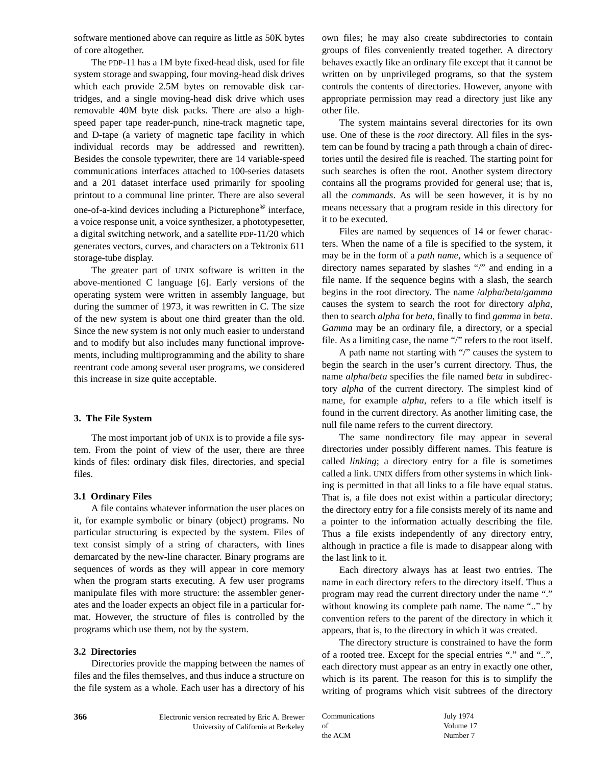software mentioned above can require as little as 50K bytes of core altogether.

The PDP-11 has a 1M byte fixed-head disk, used for file system storage and swapping, four moving-head disk drives which each provide 2.5M bytes on removable disk cartridges, and a single moving-head disk drive which uses removable 40M byte disk packs. There are also a high-speed paper tape reader-punch, nine-track magnetic tape, and D-tape (a variety of magnetic tape facility in which individual records may be addressed and rewritten). Besides the console typewriter, there are 14 variable-speed communications interfaces attached to 100-series datasets and a 201 dataset interface used primarily for spooling printout to a communal line printer. There are also several one-of-a-kind devices including a Picturephone® interface, a voice response unit, a voice synthesizer, a phototypesetter, a digital switching network, and a satellite PDP-11/20 which generates vectors, curves, and characters on a Tektronix 611 storage-tube display.

The greater part of UNIX software is written in the above-mentioned C language [6]. Early versions of the operating system were written in assembly language, but during the summer of 1973, it was rewritten in C. The size of the new system is about one third greater than the old. Since the new system is not only much easier to understand and to modify but also includes many functional improvements, including multiprogramming and the ability to share reentrant code among several user programs, we considered this increase in size quite acceptable.

## 3. The File System

The most important job of UNIX is to provide a file system. From the point of view of the user, there are three kinds of files: ordinary disk files, directories, and special files.

### 3.1 Ordinary Files

A file contains whatever information the user places on it, for example symbolic or binary (object) programs. No particular structuring is expected by the system. Files of text consist simply of a string of characters, with lines demarcated by the new-line character. Binary programs are sequences of words as they will appear in core memory when the program starts executing. A few user programs manipulate files with more structure: the assembler generates and the loader expects an object file in a particular format. However, the structure of files is controlled by the programs which use them, not by the system.

### 3.2 Directories

Directories provide the mapping between the names of files and the files themselves, and thus induce a structure on the file system as a whole. Each user has a directory of his own files; he may also create subdirectories to contain groups of files conveniently treated together. A directory behaves exactly like an ordinary file except that it cannot be written on by unprivileged programs, so that the system controls the contents of directories. However, anyone with appropriate permission may read a directory just like any other file.

The system maintains several directories for its own use. One of these is the *root* directory. All files in the system can be found by tracing a path through a chain of directories until the desired file is reached. The starting point for such searches is often the root. Another system directory contains all the programs provided for general use; that is, all the *commands*. As will be seen however, it is by no means necessary that a program reside in this directory for it to be executed.

Files are named by sequences of 14 or fewer characters. When the name of a file is specified to the system, it may be in the form of a *path name*, which is a sequence of directory names separated by slashes "/" and ending in a file name. If the sequence begins with a slash, the search begins in the root directory. The name /*alpha*/*beta*/*gamma* causes the system to search the root for directory *alpha*, then to search *alpha* for *beta*, finally to find *gamma* in *beta*. *Gamma* may be an ordinary file, a directory, or a special file. As a limiting case, the name "/" refers to the root itself.

A path name not starting with "/" causes the system to begin the search in the user's current directory. Thus, the name *alpha*/*beta* specifies the file named *beta* in subdirectory *alpha* of the current directory. The simplest kind of name, for example *alpha*, refers to a file which itself is found in the current directory. As another limiting case, the null file name refers to the current directory.

The same nondirectory file may appear in several directories under possibly different names. This feature is called *linking*; a directory entry for a file is sometimes called a link. UNIX differs from other systems in which linking is permitted in that all links to a file have equal status. That is, a file does not exist within a particular directory; the directory entry for a file consists merely of its name and a pointer to the information actually describing the file. Thus a file exists independently of any directory entry, although in practice a file is made to disappear along with the last link to it.

Each directory always has at least two entries. The name in each directory refers to the directory itself. Thus a program may read the current directory under the name "." without knowing its complete path name. The name ".." by convention refers to the parent of the directory in which it appears, that is, to the directory in which it was created.

The directory structure is constrained to have the form of a rooted tree. Except for the special entries "." and "..", each directory must appear as an entry in exactly one other, which is its parent. The reason for this is to simplify the writing of programs which visit subtrees of the directory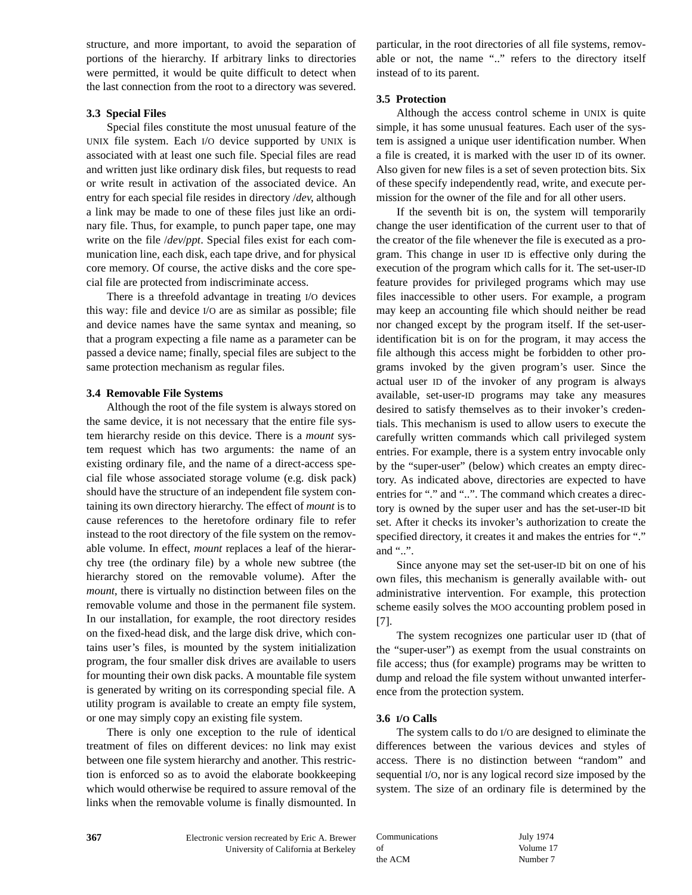structure, and more important, to avoid the separation of portions of the hierarchy. If arbitrary links to directories were permitted, it would be quite difficult to detect when the last connection from the root to a directory was severed.

### 3.3 Special Files

Special files constitute the most unusual feature of the UNIX file system. Each I/O device supported by UNIX is associated with at least one such file. Special files are read and written just like ordinary disk files, but requests to read or write result in activation of the associated device. An entry for each special file resides in directory /*dev*, although a link may be made to one of these files just like an ordinary file. Thus, for example, to punch paper tape, one may write on the file /*dev*/*ppt*. Special files exist for each communication line, each disk, each tape drive, and for physical core memory. Of course, the active disks and the core special file are protected from indiscriminate access.

There is a threefold advantage in treating I/O devices this way: file and device I/O are as similar as possible; file and device names have the same syntax and meaning, so that a program expecting a file name as a parameter can be passed a device name; finally, special files are subject to the same protection mechanism as regular files.

### 3.4 Removable File Systems

Although the root of the file system is always stored on the same device, it is not necessary that the entire file system hierarchy reside on this device. There is a *mount* system request which has two arguments: the name of an existing ordinary file, and the name of a direct-access special file whose associated storage volume (e.g. disk pack) should have the structure of an independent file system containing its own directory hierarchy. The effect of *mount* is to cause references to the heretofore ordinary file to refer instead to the root directory of the file system on the removable volume. In effect, *mount* replaces a leaf of the hierarchy tree (the ordinary file) by a whole new subtree (the hierarchy stored on the removable volume). After the *mount*, there is virtually no distinction between files on the removable volume and those in the permanent file system. In our installation, for example, the root directory resides on the fixed-head disk, and the large disk drive, which contains user's files, is mounted by the system initialization program, the four smaller disk drives are available to users for mounting their own disk packs. A mountable file system is generated by writing on its corresponding special file. A utility program is available to create an empty file system, or one may simply copy an existing file system.

There is only one exception to the rule of identical treatment of files on different devices: no link may exist between one file system hierarchy and another. This restriction is enforced so as to avoid the elaborate bookkeeping which would otherwise be required to assure removal of the links when the removable volume is finally dismounted. In particular, in the root directories of all file systems, removable or not, the name ".." refers to the directory itself instead of to its parent.

### 3.5 Protection

Although the access control scheme in UNIX is quite simple, it has some unusual features. Each user of the system is assigned a unique user identification number. When a file is created, it is marked with the user ID of its owner. Also given for new files is a set of seven protection bits. Six of these specify independently read, write, and execute permission for the owner of the file and for all other users.

If the seventh bit is on, the system will temporarily change the user identification of the current user to that of the creator of the file whenever the file is executed as a program. This change in user ID is effective only during the execution of the program which calls for it. The set-user-ID feature provides for privileged programs which may use files inaccessible to other users. For example, a program may keep an accounting file which should neither be read nor changed except by the program itself. If the set-user-identification bit is on for the program, it may access the file although this access might be forbidden to other programs invoked by the given program's user. Since the actual user ID of the invoker of any program is always available, set-user-ID programs may take any measures desired to satisfy themselves as to their invoker's credentials. This mechanism is used to allow users to execute the carefully written commands which call privileged system entries. For example, there is a system entry invocable only by the "super-user" (below) which creates an empty directory. As indicated above, directories are expected to have entries for "." and "..". The command which creates a directory is owned by the super user and has the set-user-ID bit set. After it checks its invoker's authorization to create the specified directory, it creates it and makes the entries for "." and "..".

Since anyone may set the set-user-ID bit on one of his own files, this mechanism is generally available without administrative intervention. For example, this protection scheme easily solves the MOO accounting problem posed in [7].

The system recognizes one particular user ID (that of the "super-user") as exempt from the usual constraints on file access; thus (for example) programs may be written to dump and reload the file system without unwanted interference from the protection system.

### 3.6 I/O Calls

The system calls to do I/O are designed to eliminate the differences between the various devices and styles of access. There is no distinction between "random" and sequential I/O, nor is any logical record size imposed by the system. The size of an ordinary file is determined by the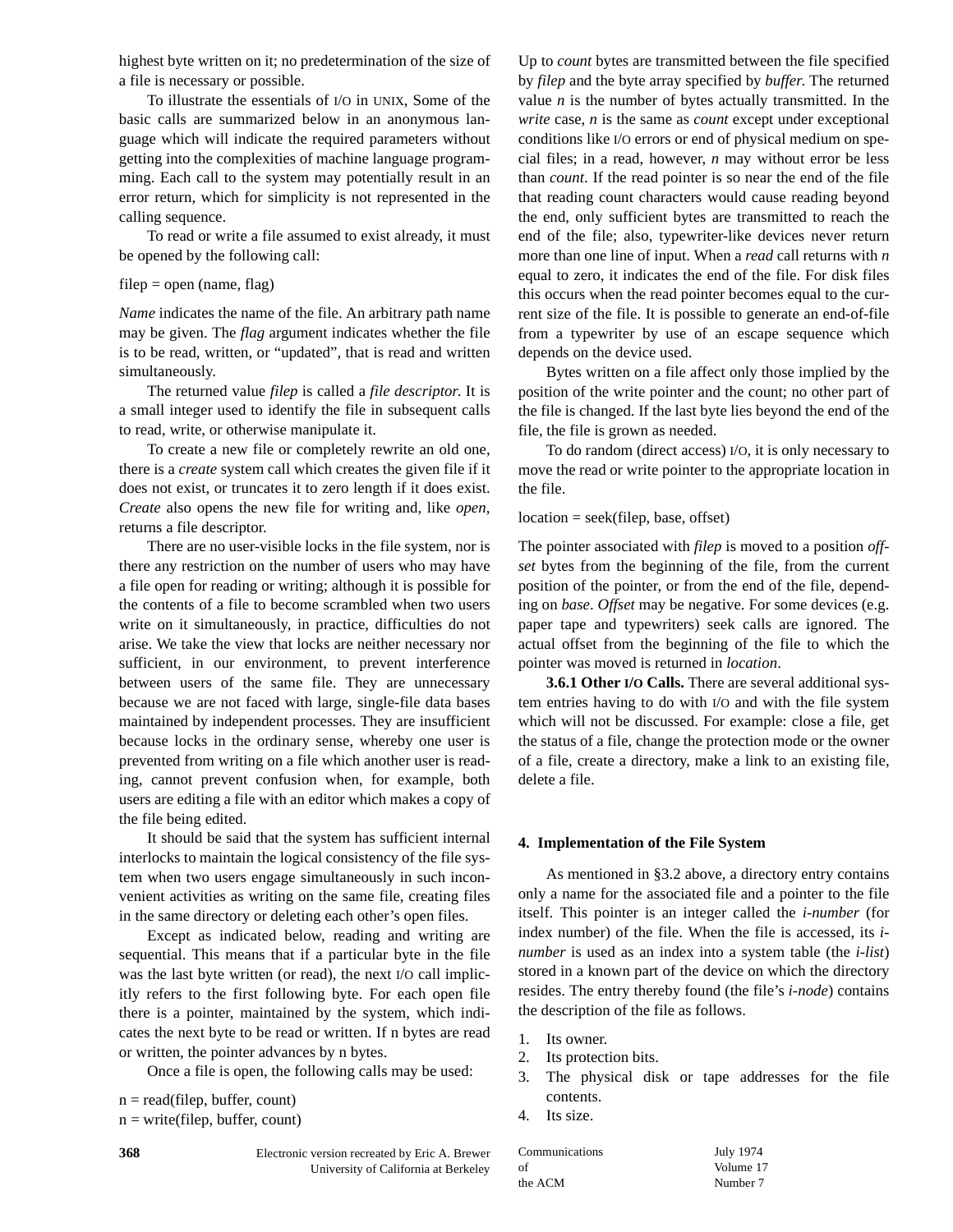highest byte written on it; no predetermination of the size of a file is necessary or possible.

To illustrate the essentials of I/O in UNIX, Some of the basic calls are summarized below in an anonymous language which will indicate the required parameters without getting into the complexities of machine language programming. Each call to the system may potentially result in an error return, which for simplicity is not represented in the calling sequence.

To read or write a file assumed to exist already, it must be opened by the following call:

filep = open (name, flag)

*Name* indicates the name of the file. An arbitrary path name may be given. The *flag* argument indicates whether the file is to be read, written, or "updated", that is read and written simultaneously.

The returned value *filep* is called a *file descriptor.* It is a small integer used to identify the file in subsequent calls to read, write, or otherwise manipulate it.

To create a new file or completely rewrite an old one, there is a *create* system call which creates the given file if it does not exist, or truncates it to zero length if it does exist. *Create* also opens the new file for writing and, like *open*, returns a file descriptor.

There are no user-visible locks in the file system, nor is there any restriction on the number of users who may have a file open for reading or writing; although it is possible for the contents of a file to become scrambled when two users write on it simultaneously, in practice, difficulties do not arise. We take the view that locks are neither necessary nor sufficient, in our environment, to prevent interference between users of the same file. They are unnecessary because we are not faced with large, single-file data bases maintained by independent processes. They are insufficient because locks in the ordinary sense, whereby one user is prevented from writing on a file which another user is reading, cannot prevent confusion when, for example, both users are editing a file with an editor which makes a copy of the file being edited.

It should be said that the system has sufficient internal interlocks to maintain the logical consistency of the file system when two users engage simultaneously in such inconvenient activities as writing on the same file, creating files in the same directory or deleting each other's open files.

Except as indicated below, reading and writing are sequential. This means that if a particular byte in the file was the last byte written (or read), the next I/O call implicitly refers to the first following byte. For each open file there is a pointer, maintained by the system, which indicates the next byte to be read or written. If n bytes are read or written, the pointer advances by n bytes.

Once a file is open, the following calls may be used:

n = read(filep, buffer, count)
n = write(filep, buffer, count)

Up to *count* bytes are transmitted between the file specified by *filep* and the byte array specified by *buffer.* The returned value *n* is the number of bytes actually transmitted. In the *write* case, *n* is the same as *count* except under exceptional conditions like I/O errors or end of physical medium on special files; in a read, however, *n* may without error be less than *count*. If the read pointer is so near the end of the file that reading count characters would cause reading beyond the end, only sufficient bytes are transmitted to reach the end of the file; also, typewriter-like devices never return more than one line of input. When a *read* call returns with *n* equal to zero, it indicates the end of the file. For disk files this occurs when the read pointer becomes equal to the current size of the file. It is possible to generate an end-of-file from a typewriter by use of an escape sequence which depends on the device used.

Bytes written on a file affect only those implied by the position of the write pointer and the count; no other part of the file is changed. If the last byte lies beyond the end of the file, the file is grown as needed.

To do random (direct access) I/O, it is only necessary to move the read or write pointer to the appropriate location in the file.

location = seek(filep, base, offset)

The pointer associated with *filep* is moved to a position *offset* bytes from the beginning of the file, from the current position of the pointer, or from the end of the file, depending on *base*. *Offset* may be negative. For some devices (e.g. paper tape and typewriters) seek calls are ignored. The actual offset from the beginning of the file to which the pointer was moved is returned in *location*.

**3.6.1 Other I/O Calls.** There are several additional system entries having to do with I/O and with the file system which will not be discussed. For example: close a file, get the status of a file, change the protection mode or the owner of a file, create a directory, make a link to an existing file, delete a file.

## 4. Implementation of the File System

As mentioned in §3.2 above, a directory entry contains only a name for the associated file and a pointer to the file itself. This pointer is an integer called the *i-number* (for index number) of the file. When the file is accessed, its *i-number* is used as an index into a system table (the *i-list*) stored in a known part of the device on which the directory resides. The entry thereby found (the file's *i-node*) contains the description of the file as follows.

1. Its owner.
2. Its protection bits.
3. The physical disk or tape addresses for the file contents.
4. Its size.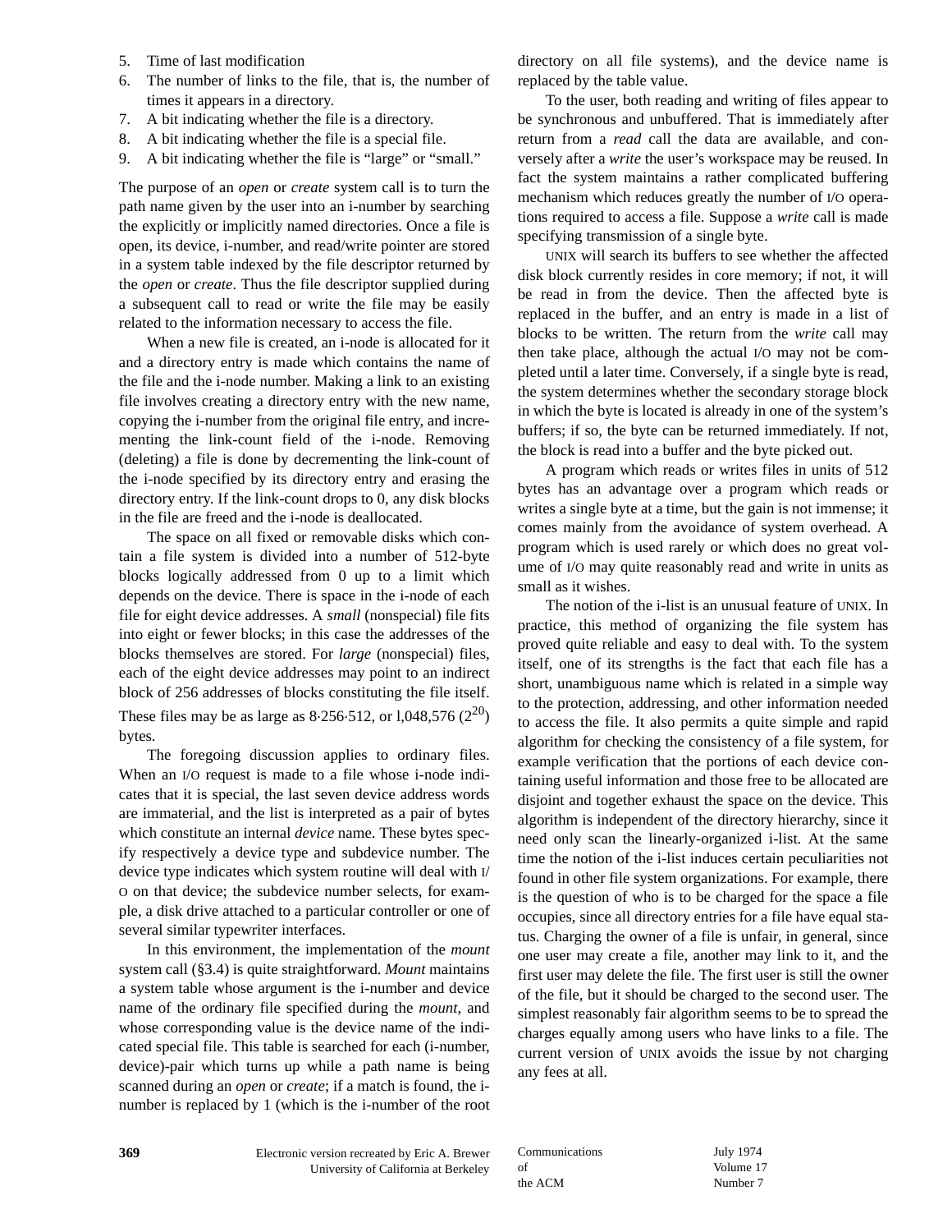5. Time of last modification
6. The number of links to the file, that is, the number of times it appears in a directory.
7. A bit indicating whether the file is a directory.
8. A bit indicating whether the file is a special file.
9. A bit indicating whether the file is "large" or "small."

The purpose of an *open* or *create* system call is to turn the path name given by the user into an i-number by searching the explicitly or implicitly named directories. Once a file is open, its device, i-number, and read/write pointer are stored in a system table indexed by the file descriptor returned by the *open* or *create*. Thus the file descriptor supplied during a subsequent call to read or write the file may be easily related to the information necessary to access the file.

When a new file is created, an i-node is allocated for it and a directory entry is made which contains the name of the file and the i-node number. Making a link to an existing file involves creating a directory entry with the new name, copying the i-number from the original file entry, and incrementing the link-count field of the i-node. Removing (deleting) a file is done by decrementing the link-count of the i-node specified by its directory entry and erasing the directory entry. If the link-count drops to 0, any disk blocks in the file are freed and the i-node is deallocated.

The space on all fixed or removable disks which contain a file system is divided into a number of 512-byte blocks logically addressed from 0 up to a limit which depends on the device. There is space in the i-node of each file for eight device addresses. A *small* (nonspecial) file fits into eight or fewer blocks; in this case the addresses of the blocks themselves are stored. For *large* (nonspecial) files, each of the eight device addresses may point to an indirect block of 256 addresses of blocks constituting the file itself. These files may be as large as $8 \cdot 256 \cdot 512$, or l,048,576 ($2^{20}$) bytes.

The foregoing discussion applies to ordinary files. When an I/O request is made to a file whose i-node indicates that it is special, the last seven device address words are immaterial, and the list is interpreted as a pair of bytes which constitute an internal *device* name. These bytes specify respectively a device type and subdevice number. The device type indicates which system routine will deal with I/O on that device; the subdevice number selects, for example, a disk drive attached to a particular controller or one of several similar typewriter interfaces.

In this environment, the implementation of the *mount* system call (§3.4) is quite straightforward. *Mount* maintains a system table whose argument is the i-number and device name of the ordinary file specified during the *mount*, and whose corresponding value is the device name of the indicated special file. This table is searched for each (i-number, device)-pair which turns up while a path name is being scanned during an *open* or *create*; if a match is found, the i-number is replaced by 1 (which is the i-number of the root directory on all file systems), and the device name is replaced by the table value.

To the user, both reading and writing of files appear to be synchronous and unbuffered. That is immediately after return from a *read* call the data are available, and conversely after a *write* the user's workspace may be reused. In fact the system maintains a rather complicated buffering mechanism which reduces greatly the number of I/O operations required to access a file. Suppose a *write* call is made specifying transmission of a single byte.

UNIX will search its buffers to see whether the affected disk block currently resides in core memory; if not, it will be read in from the device. Then the affected byte is replaced in the buffer, and an entry is made in a list of blocks to be written. The return from the *write* call may then take place, although the actual I/O may not be completed until a later time. Conversely, if a single byte is read, the system determines whether the secondary storage block in which the byte is located is already in one of the system's buffers; if so, the byte can be returned immediately. If not, the block is read into a buffer and the byte picked out.

A program which reads or writes files in units of 512 bytes has an advantage over a program which reads or writes a single byte at a time, but the gain is not immense; it comes mainly from the avoidance of system overhead. A program which is used rarely or which does no great volume of I/O may quite reasonably read and write in units as small as it wishes.

The notion of the i-list is an unusual feature of UNIX. In practice, this method of organizing the file system has proved quite reliable and easy to deal with. To the system itself, one of its strengths is the fact that each file has a short, unambiguous name which is related in a simple way to the protection, addressing, and other information needed to access the file. It also permits a quite simple and rapid algorithm for checking the consistency of a file system, for example verification that the portions of each device containing useful information and those free to be allocated are disjoint and together exhaust the space on the device. This algorithm is independent of the directory hierarchy, since it need only scan the linearly-organized i-list. At the same time the notion of the i-list induces certain peculiarities not found in other file system organizations. For example, there is the question of who is to be charged for the space a file occupies, since all directory entries for a file have equal status. Charging the owner of a file is unfair, in general, since one user may create a file, another may link to it, and the first user may delete the file. The first user is still the owner of the file, but it should be charged to the second user. The simplest reasonably fair algorithm seems to be to spread the charges equally among users who have links to a file. The current version of UNIX avoids the issue by not charging any fees at all.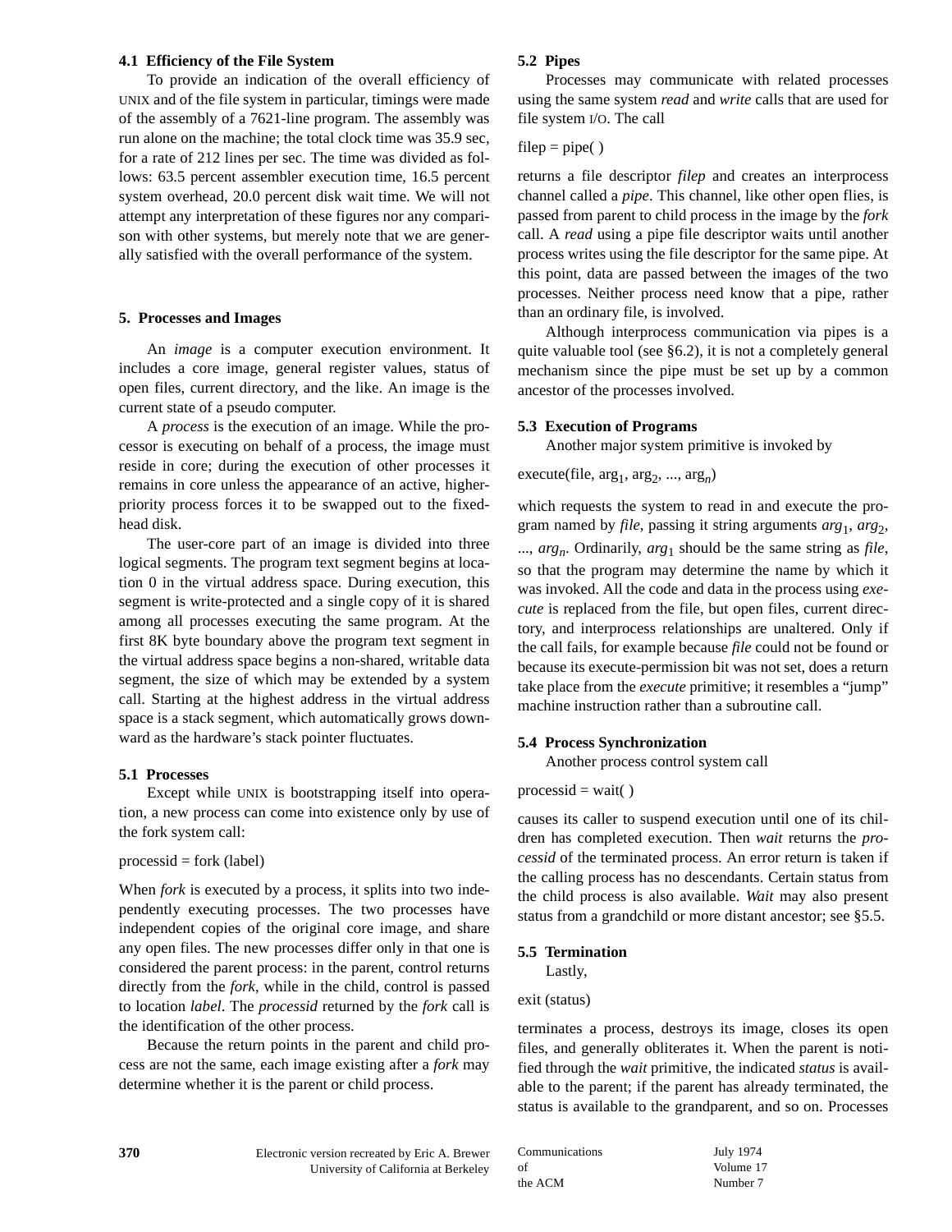### 4.1 Efficiency of the File System

To provide an indication of the overall efficiency of UNIX and of the file system in particular, timings were made of the assembly of a 7621-line program. The assembly was run alone on the machine; the total clock time was 35.9 sec, for a rate of 212 lines per sec. The time was divided as follows: 63.5 percent assembler execution time, 16.5 percent system overhead, 20.0 percent disk wait time. We will not attempt any interpretation of these figures nor any comparison with other systems, but merely note that we are generally satisfied with the overall performance of the system.

## 5. Processes and Images

An *image* is a computer execution environment. It includes a core image, general register values, status of open files, current directory, and the like. An image is the current state of a pseudo computer.

A *process* is the execution of an image. While the processor is executing on behalf of a process, the image must reside in core; during the execution of other processes it remains in core unless the appearance of an active, higher-priority process forces it to be swapped out to the fixed-head disk.

The user-core part of an image is divided into three logical segments. The program text segment begins at location 0 in the virtual address space. During execution, this segment is write-protected and a single copy of it is shared among all processes executing the same program. At the first 8K byte boundary above the program text segment in the virtual address space begins a non-shared, writable data segment, the size of which may be extended by a system call. Starting at the highest address in the virtual address space is a stack segment, which automatically grows downward as the hardware's stack pointer fluctuates.

### 5.1 Processes

Except while UNIX is bootstrapping itself into operation, a new process can come into existence only by use of the fork system call:

processid = fork (label)

When *fork* is executed by a process, it splits into two independently executing processes. The two processes have independent copies of the original core image, and share any open files. The new processes differ only in that one is considered the parent process: in the parent, control returns directly from the *fork*, while in the child, control is passed to location *label*. The *processid* returned by the *fork* call is the identification of the other process.

Because the return points in the parent and child process are not the same, each image existing after a *fork* may determine whether it is the parent or child process.

### 5.2 Pipes

Processes may communicate with related processes using the same system *read* and *write* calls that are used for file system I/O. The call

filep = pipe( )

returns a file descriptor *filep* and creates an interprocess channel called a *pipe*. This channel, like other open flies, is passed from parent to child process in the image by the *fork* call. A *read* using a pipe file descriptor waits until another process writes using the file descriptor for the same pipe. At this point, data are passed between the images of the two processes. Neither process need know that a pipe, rather than an ordinary file, is involved.

Although interprocess communication via pipes is a quite valuable tool (see §6.2), it is not a completely general mechanism since the pipe must be set up by a common ancestor of the processes involved.

### 5.3 Execution of Programs

Another major system primitive is invoked by

execute(file, $\text{arg}_1$, $\text{arg}_2$, ..., $\text{arg}_n$)

which requests the system to read in and execute the program named by *file*, passing it string arguments $arg_1$, $arg_2$, ..., $arg_n$. Ordinarily, $arg_1$ should be the same string as *file*, so that the program may determine the name by which it was invoked. All the code and data in the process using *execute* is replaced from the file, but open files, current directory, and interprocess relationships are unaltered. Only if the call fails, for example because *file* could not be found or because its execute-permission bit was not set, does a return take place from the *execute* primitive; it resembles a "jump" machine instruction rather than a subroutine call.

### 5.4 Process Synchronization

Another process control system call

processid = wait( )

causes its caller to suspend execution until one of its children has completed execution. Then *wait* returns the *processid* of the terminated process. An error return is taken if the calling process has no descendants. Certain status from the child process is also available. *Wait* may also present status from a grandchild or more distant ancestor; see §5.5.

### 5.5 Termination

Lastly,

exit (status)

terminates a process, destroys its image, closes its open files, and generally obliterates it. When the parent is notified through the *wait* primitive, the indicated *status* is available to the parent; if the parent has already terminated, the status is available to the grandparent, and so on. Processes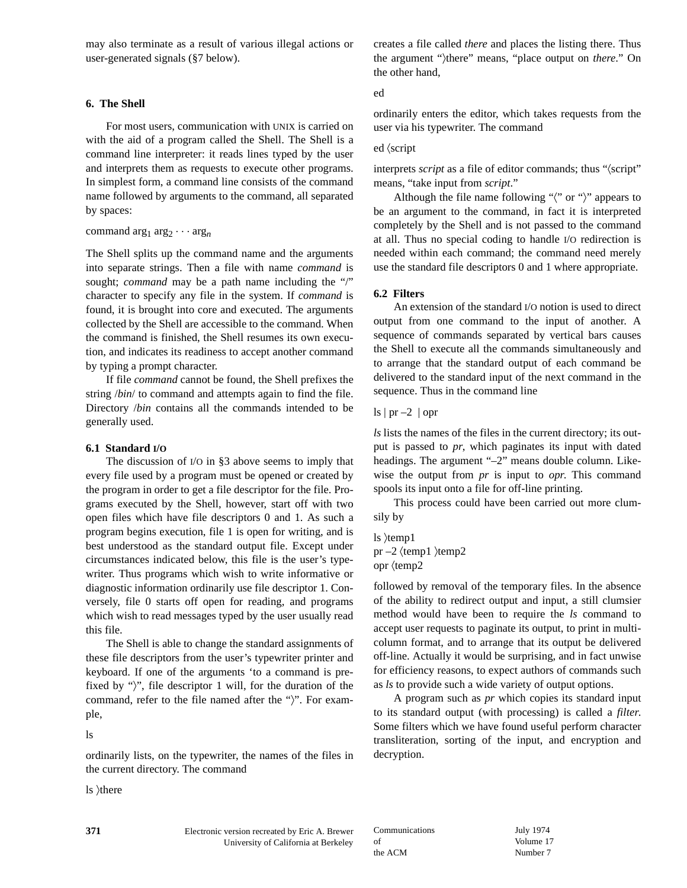may also terminate as a result of various illegal actions or user-generated signals (§7 below).

## 6. The Shell

For most users, communication with UNIX is carried on with the aid of a program called the Shell. The Shell is a command line interpreter: it reads lines typed by the user and interprets them as requests to execute other programs. In simplest form, a command line consists of the command name followed by arguments to the command, all separated by spaces:

command $\mathrm{arg}_1$ $\mathrm{arg}_2$ $\cdots$ $\mathrm{arg}_n$

The Shell splits up the command name and the arguments into separate strings. Then a file with name *command* is sought; *command* may be a path name including the "/" character to specify any file in the system. If *command* is found, it is brought into core and executed. The arguments collected by the Shell are accessible to the command. When the command is finished, the Shell resumes its own execution, and indicates its readiness to accept another command by typing a prompt character.

If file *command* cannot be found, the Shell prefixes the string /*bin*/ to command and attempts again to find the file. Directory /*bin* contains all the commands intended to be generally used.

### 6.1 Standard I/O

The discussion of I/O in §3 above seems to imply that every file used by a program must be opened or created by the program in order to get a file descriptor for the file. Programs executed by the Shell, however, start off with two open files which have file descriptors 0 and 1. As such a program begins execution, file 1 is open for writing, and is best understood as the standard output file. Except under circumstances indicated below, this file is the user's typewriter. Thus programs which wish to write informative or diagnostic information ordinarily use file descriptor 1. Conversely, file 0 starts off open for reading, and programs which wish to read messages typed by the user usually read this file.

The Shell is able to change the standard assignments of these file descriptors from the user's typewriter printer and keyboard. If one of the arguments 'to a command is prefixed by "〉", file descriptor 1 will, for the duration of the command, refer to the file named after the "〉". For example,

ls

ordinarily lists, on the typewriter, the names of the files in the current directory. The command

ls 〉there

creates a file called *there* and places the listing there. Thus the argument "〉there" means, "place output on *there*." On the other hand,

ed

ordinarily enters the editor, which takes requests from the user via his typewriter. The command

ed 〈script

interprets *script* as a file of editor commands; thus "〈script" means, "take input from *script*."

Although the file name following "〈" or "〉" appears to be an argument to the command, in fact it is interpreted completely by the Shell and is not passed to the command at all. Thus no special coding to handle I/O redirection is needed within each command; the command need merely use the standard file descriptors 0 and 1 where appropriate.

### 6.2 Filters

An extension of the standard I/O notion is used to direct output from one command to the input of another. A sequence of commands separated by vertical bars causes the Shell to execute all the commands simultaneously and to arrange that the standard output of each command be delivered to the standard input of the next command in the sequence. Thus in the command line

ls | pr –2 | opr

*ls* lists the names of the files in the current directory; its output is passed to *pr,* which paginates its input with dated headings. The argument "–2" means double column. Likewise the output from *pr* is input to *opr.* This command spools its input onto a file for off-line printing.

This process could have been carried out more clumsily by

ls 〉temp1
pr –2 〈temp1 〉temp2
opr 〈temp2

followed by removal of the temporary files. In the absence of the ability to redirect output and input, a still clumsier method would have been to require the *ls* command to accept user requests to paginate its output, to print in multi-column format, and to arrange that its output be delivered off-line. Actually it would be surprising, and in fact unwise for efficiency reasons, to expect authors of commands such as *ls* to provide such a wide variety of output options.

A program such as *pr* which copies its standard input to its standard output (with processing) is called a *filter.* Some filters which we have found useful perform character transliteration, sorting of the input, and encryption and decryption.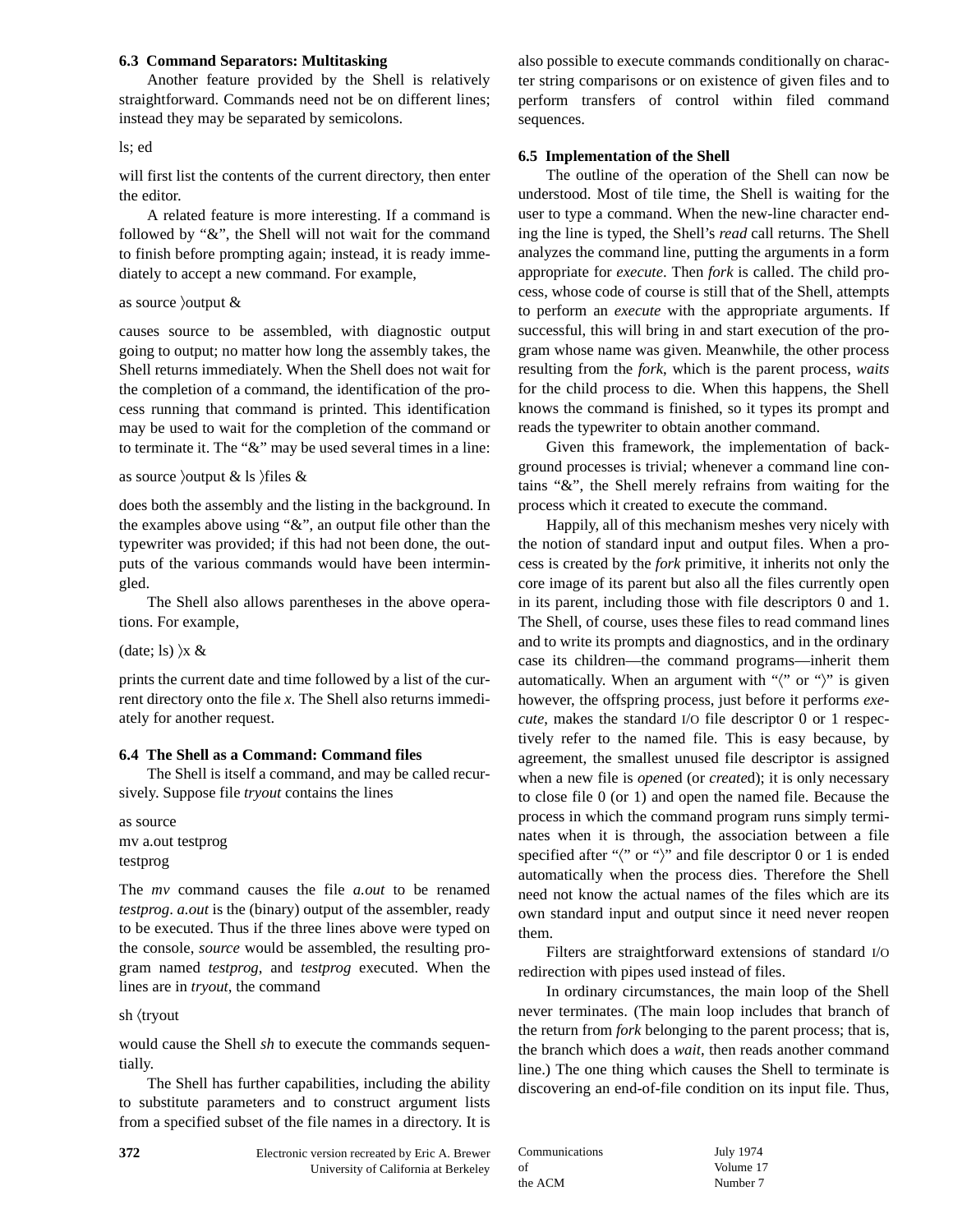### 6.3 Command Separators: Multitasking

Another feature provided by the Shell is relatively straightforward. Commands need not be on different lines; instead they may be separated by semicolons.

ls; ed

will first list the contents of the current directory, then enter the editor.

A related feature is more interesting. If a command is followed by "&", the Shell will not wait for the command to finish before prompting again; instead, it is ready immediately to accept a new command. For example,

as source 〉output &

causes source to be assembled, with diagnostic output going to output; no matter how long the assembly takes, the Shell returns immediately. When the Shell does not wait for the completion of a command, the identification of the process running that command is printed. This identification may be used to wait for the completion of the command or to terminate it. The "&" may be used several times in a line:

as source 〉output & ls 〉files &

does both the assembly and the listing in the background. In the examples above using "&", an output file other than the typewriter was provided; if this had not been done, the outputs of the various commands would have been intermingled.

The Shell also allows parentheses in the above operations. For example,

(date; ls) 〉x &

prints the current date and time followed by a list of the current directory onto the file *x*. The Shell also returns immediately for another request.

### 6.4 The Shell as a Command: Command files

The Shell is itself a command, and may be called recursively. Suppose file *tryout* contains the lines

as source
mv a.out testprog
testprog

The *mv* command causes the file *a.out* to be renamed *testprog*. *a.out* is the (binary) output of the assembler, ready to be executed. Thus if the three lines above were typed on the console, *source* would be assembled, the resulting program named *testprog*, and *testprog* executed. When the lines are in *tryout*, the command

sh 〈tryout

would cause the Shell *sh* to execute the commands sequentially.

The Shell has further capabilities, including the ability to substitute parameters and to construct argument lists from a specified subset of the file names in a directory. It is also possible to execute commands conditionally on character string comparisons or on existence of given files and to perform transfers of control within filed command sequences.

### 6.5 Implementation of the Shell

The outline of the operation of the Shell can now be understood. Most of tile time, the Shell is waiting for the user to type a command. When the new-line character ending the line is typed, the Shell's *read* call returns. The Shell analyzes the command line, putting the arguments in a form appropriate for *execute*. Then *fork* is called. The child process, whose code of course is still that of the Shell, attempts to perform an *execute* with the appropriate arguments. If successful, this will bring in and start execution of the program whose name was given. Meanwhile, the other process resulting from the *fork*, which is the parent process, *waits* for the child process to die. When this happens, the Shell knows the command is finished, so it types its prompt and reads the typewriter to obtain another command.

Given this framework, the implementation of background processes is trivial; whenever a command line contains "&", the Shell merely refrains from waiting for the process which it created to execute the command.

Happily, all of this mechanism meshes very nicely with the notion of standard input and output files. When a process is created by the *fork* primitive, it inherits not only the core image of its parent but also all the files currently open in its parent, including those with file descriptors 0 and 1. The Shell, of course, uses these files to read command lines and to write its prompts and diagnostics, and in the ordinary case its children—the command programs—inherit them automatically. When an argument with "〈" or "〉" is given however, the offspring process, just before it performs *execute*, makes the standard I/O file descriptor 0 or 1 respectively refer to the named file. This is easy because, by agreement, the smallest unused file descriptor is assigned when a new file is *open*ed (or *create*d); it is only necessary to close file 0 (or 1) and open the named file. Because the process in which the command program runs simply terminates when it is through, the association between a file specified after "〈" or "〉" and file descriptor 0 or 1 is ended automatically when the process dies. Therefore the Shell need not know the actual names of the files which are its own standard input and output since it need never reopen them.

Filters are straightforward extensions of standard I/O redirection with pipes used instead of files.

In ordinary circumstances, the main loop of the Shell never terminates. (The main loop includes that branch of the return from *fork* belonging to the parent process; that is, the branch which does a *wait*, then reads another command line.) The one thing which causes the Shell to terminate is discovering an end-of-file condition on its input file. Thus,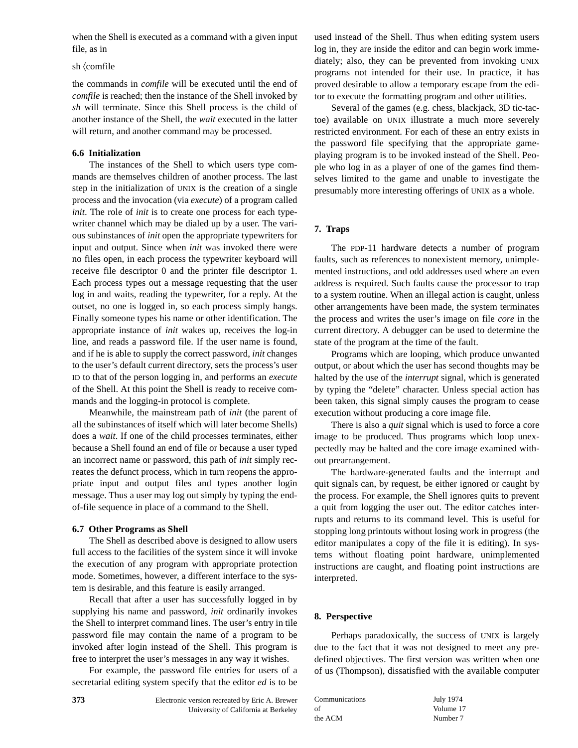when the Shell is executed as a command with a given input file, as in

sh ⟨comfile

the commands in *comfile* will be executed until the end of *comfile* is reached; then the instance of the Shell invoked by *sh* will terminate. Since this Shell process is the child of another instance of the Shell, the *wait* executed in the latter will return, and another command may be processed.

### 6.6 Initialization

The instances of the Shell to which users type commands are themselves children of another process. The last step in the initialization of UNIX is the creation of a single process and the invocation (via *execute*) of a program called *init*. The role of *init* is to create one process for each typewriter channel which may be dialed up by a user. The various subinstances of *init* open the appropriate typewriters for input and output. Since when *init* was invoked there were no files open, in each process the typewriter keyboard will receive file descriptor 0 and the printer file descriptor 1. Each process types out a message requesting that the user log in and waits, reading the typewriter, for a reply. At the outset, no one is logged in, so each process simply hangs. Finally someone types his name or other identification. The appropriate instance of *init* wakes up, receives the log-in line, and reads a password file. If the user name is found, and if he is able to supply the correct password, *init* changes to the user's default current directory, sets the process's user ID to that of the person logging in, and performs an *execute* of the Shell. At this point the Shell is ready to receive commands and the logging-in protocol is complete.

Meanwhile, the mainstream path of *init* (the parent of all the subinstances of itself which will later become Shells) does a *wait*. If one of the child processes terminates, either because a Shell found an end of file or because a user typed an incorrect name or password, this path of *init* simply recreates the defunct process, which in turn reopens the appropriate input and output files and types another login message. Thus a user may log out simply by typing the end-of-file sequence in place of a command to the Shell.

### 6.7 Other Programs as Shell

The Shell as described above is designed to allow users full access to the facilities of the system since it will invoke the execution of any program with appropriate protection mode. Sometimes, however, a different interface to the system is desirable, and this feature is easily arranged.

Recall that after a user has successfully logged in by supplying his name and password, *init* ordinarily invokes the Shell to interpret command lines. The user's entry in tile password file may contain the name of a program to be invoked after login instead of the Shell. This program is free to interpret the user's messages in any way it wishes.

For example, the password file entries for users of a secretarial editing system specify that the editor *ed* is to be used instead of the Shell. Thus when editing system users log in, they are inside the editor and can begin work immediately; also, they can be prevented from invoking UNIX programs not intended for their use. In practice, it has proved desirable to allow a temporary escape from the editor to execute the formatting program and other utilities.

Several of the games (e.g. chess, blackjack, 3D tic-tac-toe) available on UNIX illustrate a much more severely restricted environment. For each of these an entry exists in the password file specifying that the appropriate game-playing program is to be invoked instead of the Shell. People who log in as a player of one of the games find themselves limited to the game and unable to investigate the presumably more interesting offerings of UNIX as a whole.

## 7. Traps

The PDP-11 hardware detects a number of program faults, such as references to nonexistent memory, unimplemented instructions, and odd addresses used where an even address is required. Such faults cause the processor to trap to a system routine. When an illegal action is caught, unless other arrangements have been made, the system terminates the process and writes the user's image on file *core* in the current directory. A debugger can be used to determine the state of the program at the time of the fault.

Programs which are looping, which produce unwanted output, or about which the user has second thoughts may be halted by the use of the *interrupt* signal, which is generated by typing the "delete" character. Unless special action has been taken, this signal simply causes the program to cease execution without producing a core image file.

There is also a *quit* signal which is used to force a core image to be produced. Thus programs which loop unexpectedly may be halted and the core image examined without prearrangement.

The hardware-generated faults and the interrupt and quit signals can, by request, be either ignored or caught by the process. For example, the Shell ignores quits to prevent a quit from logging the user out. The editor catches interrupts and returns to its command level. This is useful for stopping long printouts without losing work in progress (the editor manipulates a copy of the file it is editing). In systems without floating point hardware, unimplemented instructions are caught, and floating point instructions are interpreted.

## 8. Perspective

Perhaps paradoxically, the success of UNIX is largely due to the fact that it was not designed to meet any predefined objectives. The first version was written when one of us (Thompson), dissatisfied with the available computer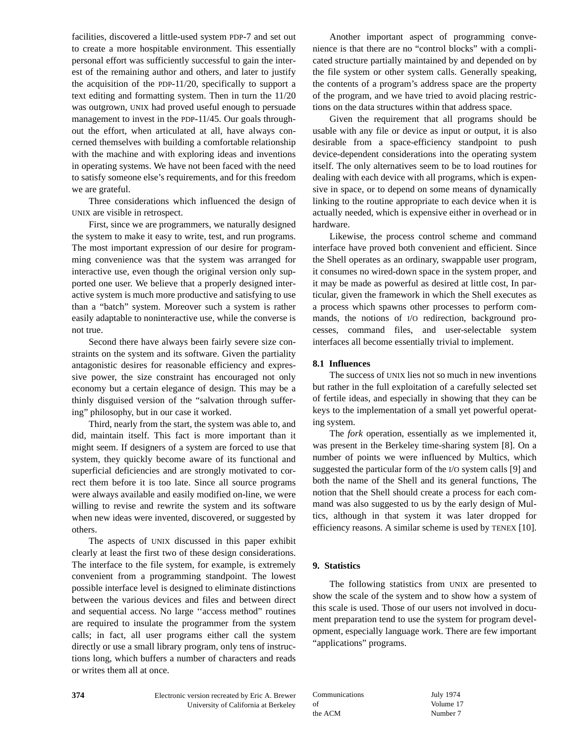facilities, discovered a little-used system PDP-7 and set out to create a more hospitable environment. This essentially personal effort was sufficiently successful to gain the interest of the remaining author and others, and later to justify the acquisition of the PDP-11/20, specifically to support a text editing and formatting system. Then in turn the 11/20 was outgrown, UNIX had proved useful enough to persuade management to invest in the PDP-11/45. Our goals throughout the effort, when articulated at all, have always concerned themselves with building a comfortable relationship with the machine and with exploring ideas and inventions in operating systems. We have not been faced with the need to satisfy someone else's requirements, and for this freedom we are grateful.

Three considerations which influenced the design of UNIX are visible in retrospect.

First, since we are programmers, we naturally designed the system to make it easy to write, test, and run programs. The most important expression of our desire for programming convenience was that the system was arranged for interactive use, even though the original version only supported one user. We believe that a properly designed interactive system is much more productive and satisfying to use than a "batch" system. Moreover such a system is rather easily adaptable to noninteractive use, while the converse is not true.

Second there have always been fairly severe size constraints on the system and its software. Given the partiality antagonistic desires for reasonable efficiency and expressive power, the size constraint has encouraged not only economy but a certain elegance of design. This may be a thinly disguised version of the "salvation through suffering" philosophy, but in our case it worked.

Third, nearly from the start, the system was able to, and did, maintain itself. This fact is more important than it might seem. If designers of a system are forced to use that system, they quickly become aware of its functional and superficial deficiencies and are strongly motivated to correct them before it is too late. Since all source programs were always available and easily modified on-line, we were willing to revise and rewrite the system and its software when new ideas were invented, discovered, or suggested by others.

The aspects of UNIX discussed in this paper exhibit clearly at least the first two of these design considerations. The interface to the file system, for example, is extremely convenient from a programming standpoint. The lowest possible interface level is designed to eliminate distinctions between the various devices and files and between direct and sequential access. No large ''access method" routines are required to insulate the programmer from the system calls; in fact, all user programs either call the system directly or use a small library program, only tens of instructions long, which buffers a number of characters and reads or writes them all at once.

Another important aspect of programming convenience is that there are no "control blocks" with a complicated structure partially maintained by and depended on by the file system or other system calls. Generally speaking, the contents of a program's address space are the property of the program, and we have tried to avoid placing restrictions on the data structures within that address space.

Given the requirement that all programs should be usable with any file or device as input or output, it is also desirable from a space-efficiency standpoint to push device-dependent considerations into the operating system itself. The only alternatives seem to be to load routines for dealing with each device with all programs, which is expensive in space, or to depend on some means of dynamically linking to the routine appropriate to each device when it is actually needed, which is expensive either in overhead or in hardware.

Likewise, the process control scheme and command interface have proved both convenient and efficient. Since the Shell operates as an ordinary, swappable user program, it consumes no wired-down space in the system proper, and it may be made as powerful as desired at little cost, In particular, given the framework in which the Shell executes as a process which spawns other processes to perform commands, the notions of I/O redirection, background processes, command files, and user-selectable system interfaces all become essentially trivial to implement.

### 8.1 Influences

The success of UNIX lies not so much in new inventions but rather in the full exploitation of a carefully selected set of fertile ideas, and especially in showing that they can be keys to the implementation of a small yet powerful operating system.

The *fork* operation, essentially as we implemented it, was present in the Berkeley time-sharing system [8]. On a number of points we were influenced by Multics, which suggested the particular form of the I/O system calls [9] and both the name of the Shell and its general functions, The notion that the Shell should create a process for each command was also suggested to us by the early design of Multics, although in that system it was later dropped for efficiency reasons. A similar scheme is used by TENEX [10].

## 9. Statistics

The following statistics from UNIX are presented to show the scale of the system and to show how a system of this scale is used. Those of our users not involved in document preparation tend to use the system for program development, especially language work. There are few important "applications" programs.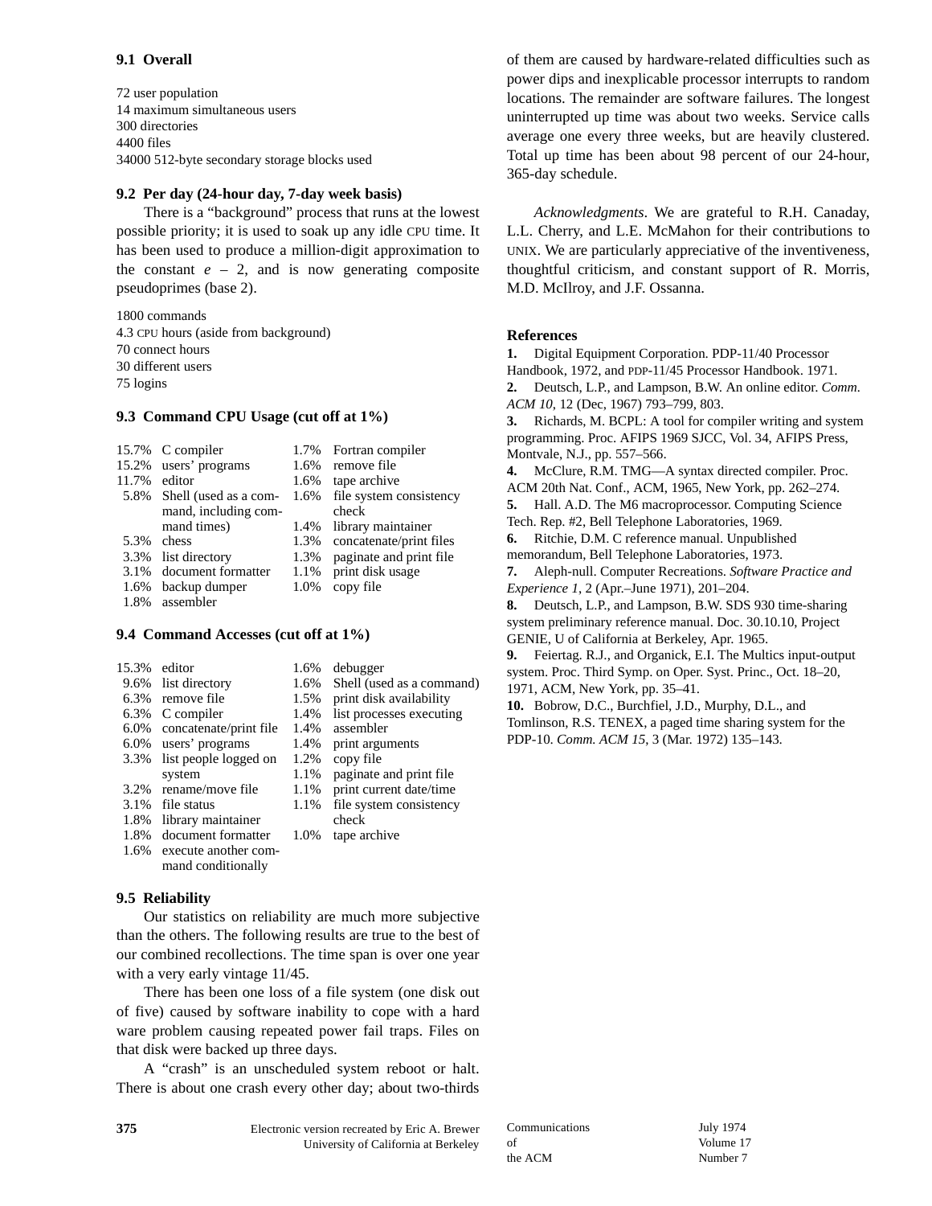### 9.1 Overall

72 user population
14 maximum simultaneous users
300 directories
4400 files
34000 512-byte secondary storage blocks used

### 9.2 Per day (24-hour day, 7-day week basis)

There is a "background" process that runs at the lowest possible priority; it is used to soak up any idle CPU time. It has been used to produce a million-digit approximation to the constant $e - 2$, and is now generating composite pseudoprimes (base 2).

1800 commands
4.3 CPU hours (aside from background)
70 connect hours
30 different users
75 logins

### 9.3 Command CPU Usage (cut off at 1%)

| | | | |
|---|---|---|---|
| 15.7% | C compiler | 1.7% | Fortran compiler |
| 15.2% | users' programs | 1.6% | remove file |
| 11.7% | editor | 1.6% | tape archive |
| 5.8% | Shell (used as a command, including command times) | 1.6% | file system consistency check |
| | | 1.4% | library maintainer |
| 5.3% | chess | 1.3% | concatenate/print files |
| 3.3% | list directory | 1.3% | paginate and print file |
| 3.1% | document formatter | 1.1% | print disk usage |
| 1.6% | backup dumper | 1.0% | copy file |
| 1.8% | assembler | | |

### 9.4 Command Accesses (cut off at 1%)

| | | | |
|---|---|---|---|
| 15.3% | editor | 1.6% | debugger |
| 9.6% | list directory | 1.6% | Shell (used as a command) |
| 6.3% | remove file | 1.5% | print disk availability |
| 6.3% | C compiler | 1.4% | list processes executing |
| 6.0% | concatenate/print file | 1.4% | assembler |
| 6.0% | users' programs | 1.4% | print arguments |
| 3.3% | list people logged on system | 1.2% | copy file |
| | | 1.1% | paginate and print file |
| 3.2% | rename/move file | 1.1% | print current date/time |
| 3.1% | file status | 1.1% | file system consistency check |
| 1.8% | library maintainer | | |
| 1.8% | document formatter | 1.0% | tape archive |
| 1.6% | execute another command conditionally | | |

### 9.5 Reliability

Our statistics on reliability are much more subjective than the others. The following results are true to the best of our combined recollections. The time span is over one year with a very early vintage 11/45.

There has been one loss of a file system (one disk out of five) caused by software inability to cope with a hard ware problem causing repeated power fail traps. Files on that disk were backed up three days.

A "crash" is an unscheduled system reboot or halt. There is about one crash every other day; about two-thirds of them are caused by hardware-related difficulties such as power dips and inexplicable processor interrupts to random locations. The remainder are software failures. The longest uninterrupted up time was about two weeks. Service calls average one every three weeks, but are heavily clustered. Total up time has been about 98 percent of our 24-hour, 365-day schedule.

*Acknowledgments*. We are grateful to R.H. Canaday, L.L. Cherry, and L.E. McMahon for their contributions to UNIX. We are particularly appreciative of the inventiveness, thoughtful criticism, and constant support of R. Morris, M.D. McIlroy, and J.F. Ossanna.

### References

**1.** Digital Equipment Corporation. PDP-11/40 Processor Handbook, 1972, and PDP-11/45 Processor Handbook. 1971.

**2.** Deutsch, L.P., and Lampson, B.W. An online editor. *Comm. ACM 10*, 12 (Dec, 1967) 793–799, 803.

**3.** Richards, M. BCPL: A tool for compiler writing and system programming. Proc. AFIPS 1969 SJCC, Vol. 34, AFIPS Press, Montvale, N.J., pp. 557–566.

**4.** McClure, R.M. TMG—A syntax directed compiler. Proc. ACM 20th Nat. Conf., ACM, 1965, New York, pp. 262–274.

**5.** Hall. A.D. The M6 macroprocessor. Computing Science Tech. Rep. #2, Bell Telephone Laboratories, 1969.

**6.** Ritchie, D.M. C reference manual. Unpublished memorandum, Bell Telephone Laboratories, 1973.

**7.** Aleph-null. Computer Recreations. *Software Practice and Experience 1*, 2 (Apr.–June 1971), 201–204.

**8.** Deutsch, L.P., and Lampson, B.W. SDS 930 time-sharing system preliminary reference manual. Doc. 30.10.10, Project GENIE, U of California at Berkeley, Apr. 1965.

**9.** Feiertag. R.J., and Organick, E.I. The Multics input-output system. Proc. Third Symp. on Oper. Syst. Princ., Oct. 18–20, 1971, ACM, New York, pp. 35–41.

**10.** Bobrow, D.C., Burchfiel, J.D., Murphy, D.L., and Tomlinson, R.S. TENEX, a paged time sharing system for the PDP-10. *Comm. ACM 15*, 3 (Mar. 1972) 135–143.

Electronic version recreated by Eric A. Brewer
University of California at Berkeley